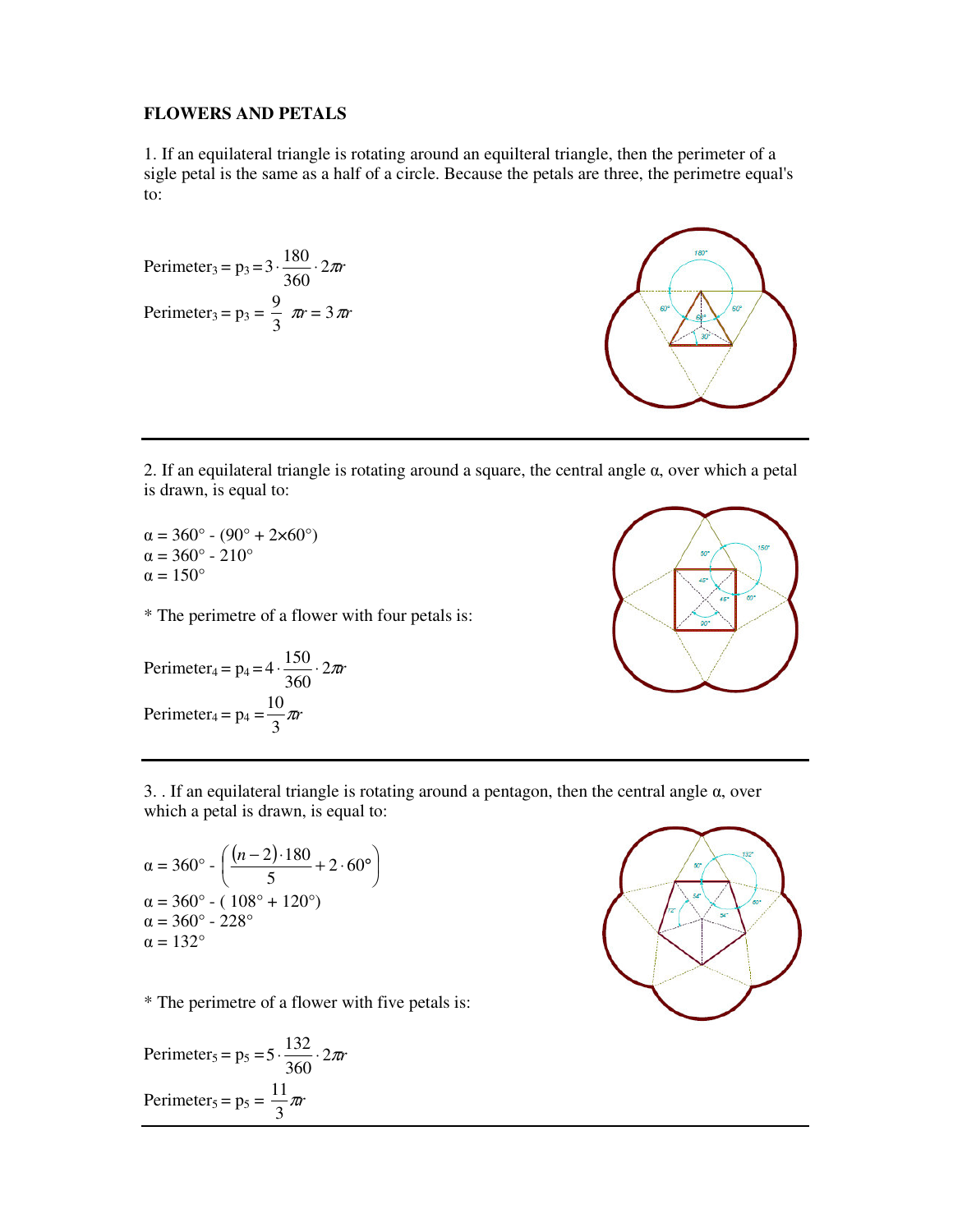**FLOWERS AND PETALS**

1. If an equilateral triangle is rotating around an equilteral triangle, then the perimeter of a sigle petal is the same as a half of a circle. Because the petals are three, the perimetre equal's to:

$$\text{Perimeter}_3 = p_3 = 3 \cdot \frac{180}{360} \cdot 2\pi r$$

$$\text{Perimeter}_3 = p_3 = \frac{9}{3} \pi r = 3\pi r$$

---

2. If an equilateral triangle is rotating around a square, the central angle α, over which a petal is drawn, is equal to:

α = 360° - (90° + 2×60°)
α = 360° - 210°
α = 150°

* The perimetre of a flower with four petals is:

$$\text{Perimeter}_4 = p_4 = 4 \cdot \frac{150}{360} \cdot 2\pi r$$

$$\text{Perimeter}_4 = p_4 = \frac{10}{3} \pi r$$

---

3. . If an equilateral triangle is rotating around a pentagon, then the central angle α, over which a petal is drawn, is equal to:

$$\alpha = 360° - \left( \frac{(n-2) \cdot 180}{5} + 2 \cdot 60° \right)$$

α = 360° - ( 108° + 120°)
α = 360° - 228°
α = 132°

* The perimetre of a flower with five petals is:

$$\text{Perimeter}_5 = p_5 = 5 \cdot \frac{132}{360} \cdot 2\pi r$$

$$\text{Perimeter}_5 = p_5 = \frac{11}{3} \pi r$$

---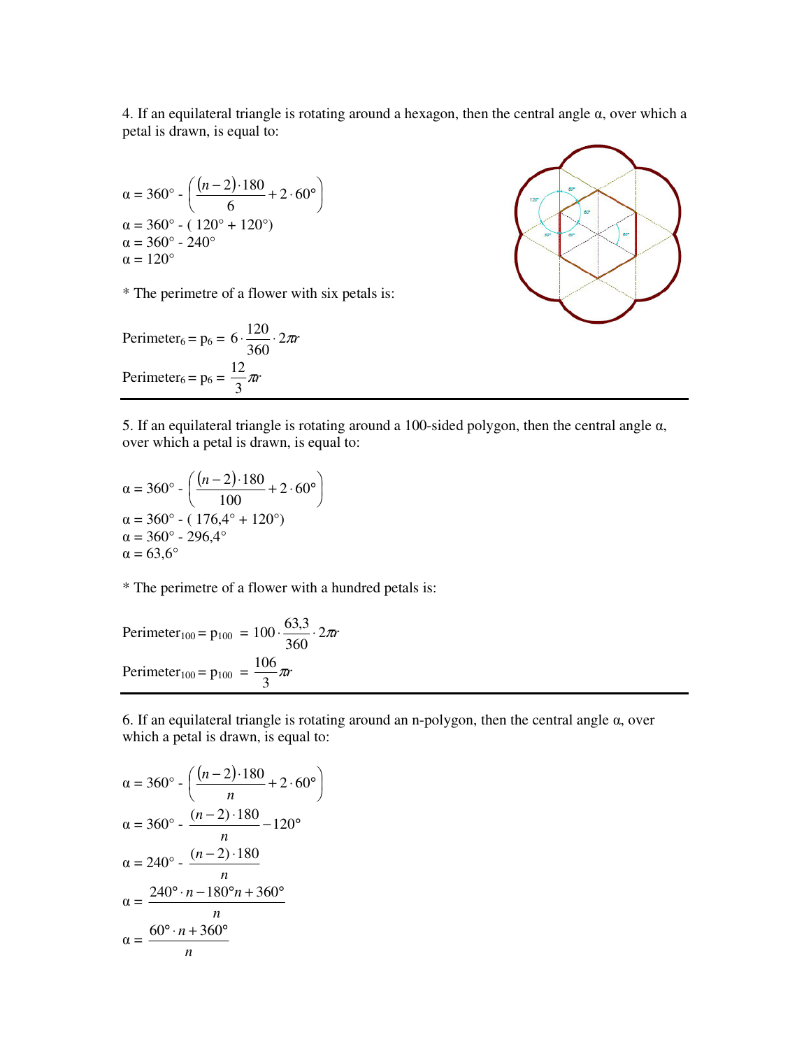4. If an equilateral triangle is rotating around a hexagon, then the central angle α, over which a petal is drawn, is equal to:

$$\alpha = 360° - \left( \frac{(n-2) \cdot 180}{6} + 2 \cdot 60° \right)$$

$\alpha = 360° - ( 120° + 120°)$

$\alpha = 360° - 240°$

$\alpha = 120°$

* The perimetre of a flower with six petals is:

$$\text{Perimeter}_6 = p_6 = 6 \cdot \frac{120}{360} \cdot 2\pi r$$

$$\text{Perimeter}_6 = p_6 = \frac{12}{3} \pi r$$

---

5. If an equilateral triangle is rotating around a 100-sided polygon, then the central angle α, over which a petal is drawn, is equal to:

$$\alpha = 360° - \left( \frac{(n-2) \cdot 180}{100} + 2 \cdot 60° \right)$$

$\alpha = 360° - ( 176{,}4° + 120°)$

$\alpha = 360° - 296{,}4°$

$\alpha = 63{,}6°$

* The perimetre of a flower with a hundred petals is:

$$\text{Perimeter}_{100} = p_{100} = 100 \cdot \frac{63{,}3}{360} \cdot 2\pi r$$

$$\text{Perimeter}_{100} = p_{100} = \frac{106}{3} \pi r$$

---

6. If an equilateral triangle is rotating around an n-polygon, then the central angle α, over which a petal is drawn, is equal to:

$$\alpha = 360° - \left( \frac{(n-2) \cdot 180}{n} + 2 \cdot 60° \right)$$

$$\alpha = 360° - \frac{(n-2) \cdot 180}{n} - 120°$$

$$\alpha = 240° - \frac{(n-2) \cdot 180}{n}$$

$$\alpha = \frac{240° \cdot n - 180° n + 360°}{n}$$

$$\alpha = \frac{60° \cdot n + 360°}{n}$$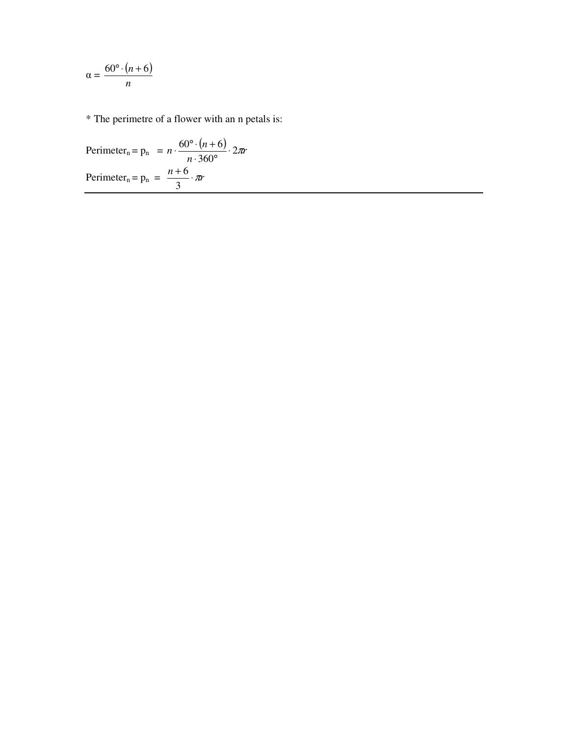$$\alpha = \frac{60° \cdot (n+6)}{n}$$

* The perimetre of a flower with an n petals is:

$$\text{Perimeter}_n = p_n = n \cdot \frac{60° \cdot (n+6)}{n \cdot 360°} \cdot 2\pi r$$

$$\text{Perimeter}_n = p_n = \frac{n+6}{3} \cdot \pi r$$

---